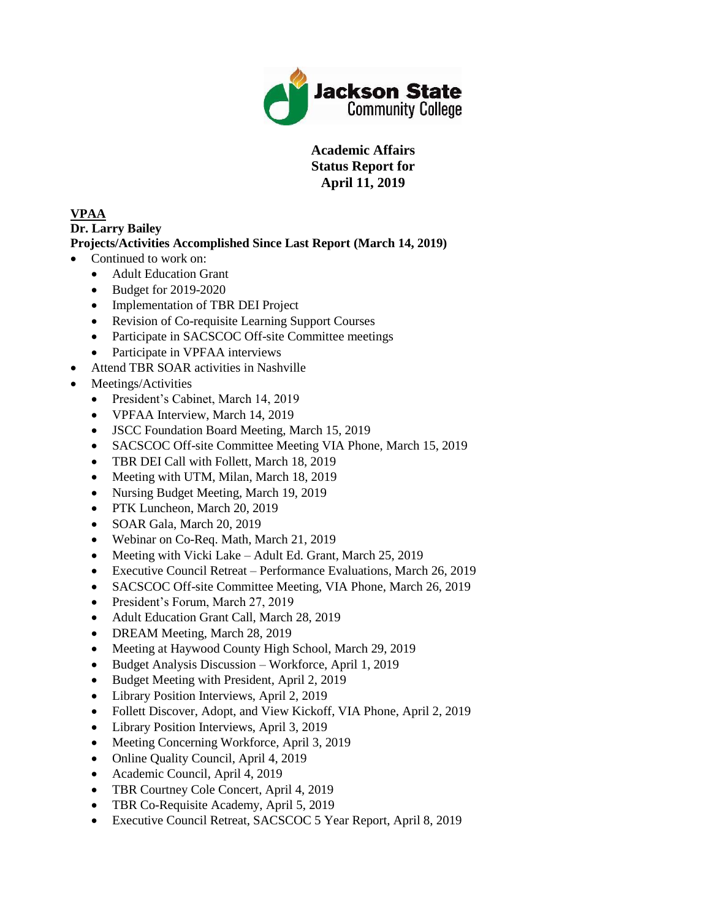Jackson State Community College

# Academic Affairs Status Report for April 11, 2019

## VPAA

**Dr. Larry Bailey**

**Projects/Activities Accomplished Since Last Report (March 14, 2019)**

- Continued to work on:
  - Adult Education Grant
  - Budget for 2019-2020
  - Implementation of TBR DEI Project
  - Revision of Co-requisite Learning Support Courses
  - Participate in SACSCOC Off-site Committee meetings
  - Participate in VPFAA interviews
- Attend TBR SOAR activities in Nashville
- Meetings/Activities
  - President's Cabinet, March 14, 2019
  - VPFAA Interview, March 14, 2019
  - JSCC Foundation Board Meeting, March 15, 2019
  - SACSCOC Off-site Committee Meeting VIA Phone, March 15, 2019
  - TBR DEI Call with Follett, March 18, 2019
  - Meeting with UTM, Milan, March 18, 2019
  - Nursing Budget Meeting, March 19, 2019
  - PTK Luncheon, March 20, 2019
  - SOAR Gala, March 20, 2019
  - Webinar on Co-Req. Math, March 21, 2019
  - Meeting with Vicki Lake – Adult Ed. Grant, March 25, 2019
  - Executive Council Retreat – Performance Evaluations, March 26, 2019
  - SACSCOC Off-site Committee Meeting, VIA Phone, March 26, 2019
  - President's Forum, March 27, 2019
  - Adult Education Grant Call, March 28, 2019
  - DREAM Meeting, March 28, 2019
  - Meeting at Haywood County High School, March 29, 2019
  - Budget Analysis Discussion – Workforce, April 1, 2019
  - Budget Meeting with President, April 2, 2019
  - Library Position Interviews, April 2, 2019
  - Follett Discover, Adopt, and View Kickoff, VIA Phone, April 2, 2019
  - Library Position Interviews, April 3, 2019
  - Meeting Concerning Workforce, April 3, 2019
  - Online Quality Council, April 4, 2019
  - Academic Council, April 4, 2019
  - TBR Courtney Cole Concert, April 4, 2019
  - TBR Co-Requisite Academy, April 5, 2019
  - Executive Council Retreat, SACSCOC 5 Year Report, April 8, 2019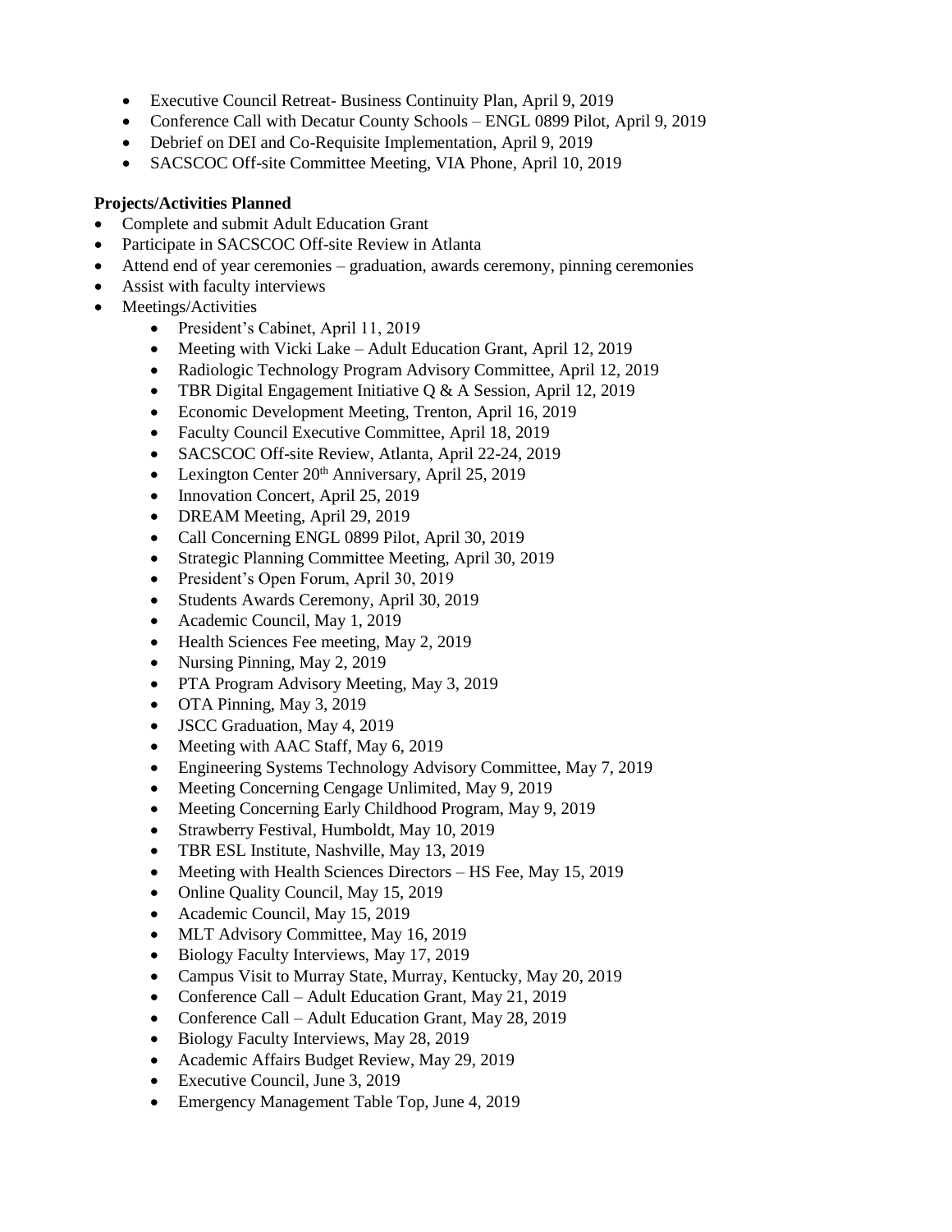- Executive Council Retreat- Business Continuity Plan, April 9, 2019
- Conference Call with Decatur County Schools – ENGL 0899 Pilot, April 9, 2019
- Debrief on DEI and Co-Requisite Implementation, April 9, 2019
- SACSCOC Off-site Committee Meeting, VIA Phone, April 10, 2019

**Projects/Activities Planned**

- Complete and submit Adult Education Grant
- Participate in SACSCOC Off-site Review in Atlanta
- Attend end of year ceremonies – graduation, awards ceremony, pinning ceremonies
- Assist with faculty interviews
- Meetings/Activities
    - President's Cabinet, April 11, 2019
    - Meeting with Vicki Lake – Adult Education Grant, April 12, 2019
    - Radiologic Technology Program Advisory Committee, April 12, 2019
    - TBR Digital Engagement Initiative Q & A Session, April 12, 2019
    - Economic Development Meeting, Trenton, April 16, 2019
    - Faculty Council Executive Committee, April 18, 2019
    - SACSCOC Off-site Review, Atlanta, April 22-24, 2019
    - Lexington Center 20th Anniversary, April 25, 2019
    - Innovation Concert, April 25, 2019
    - DREAM Meeting, April 29, 2019
    - Call Concerning ENGL 0899 Pilot, April 30, 2019
    - Strategic Planning Committee Meeting, April 30, 2019
    - President's Open Forum, April 30, 2019
    - Students Awards Ceremony, April 30, 2019
    - Academic Council, May 1, 2019
    - Health Sciences Fee meeting, May 2, 2019
    - Nursing Pinning, May 2, 2019
    - PTA Program Advisory Meeting, May 3, 2019
    - OTA Pinning, May 3, 2019
    - JSCC Graduation, May 4, 2019
    - Meeting with AAC Staff, May 6, 2019
    - Engineering Systems Technology Advisory Committee, May 7, 2019
    - Meeting Concerning Cengage Unlimited, May 9, 2019
    - Meeting Concerning Early Childhood Program, May 9, 2019
    - Strawberry Festival, Humboldt, May 10, 2019
    - TBR ESL Institute, Nashville, May 13, 2019
    - Meeting with Health Sciences Directors – HS Fee, May 15, 2019
    - Online Quality Council, May 15, 2019
    - Academic Council, May 15, 2019
    - MLT Advisory Committee, May 16, 2019
    - Biology Faculty Interviews, May 17, 2019
    - Campus Visit to Murray State, Murray, Kentucky, May 20, 2019
    - Conference Call – Adult Education Grant, May 21, 2019
    - Conference Call – Adult Education Grant, May 28, 2019
    - Biology Faculty Interviews, May 28, 2019
    - Academic Affairs Budget Review, May 29, 2019
    - Executive Council, June 3, 2019
    - Emergency Management Table Top, June 4, 2019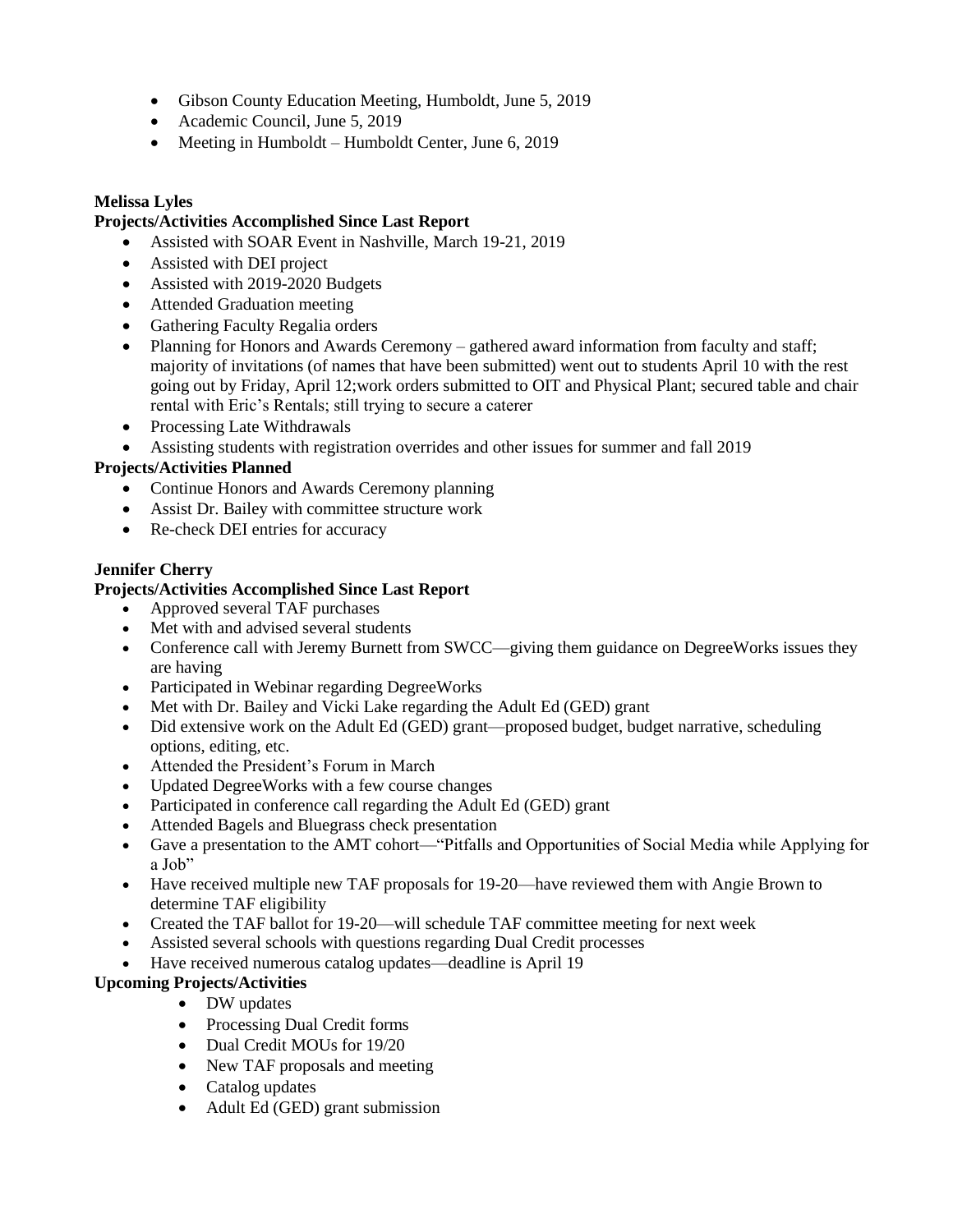- Gibson County Education Meeting, Humboldt, June 5, 2019
- Academic Council, June 5, 2019
- Meeting in Humboldt – Humboldt Center, June 6, 2019

**Melissa Lyles**

**Projects/Activities Accomplished Since Last Report**

- Assisted with SOAR Event in Nashville, March 19-21, 2019
- Assisted with DEI project
- Assisted with 2019-2020 Budgets
- Attended Graduation meeting
- Gathering Faculty Regalia orders
- Planning for Honors and Awards Ceremony – gathered award information from faculty and staff; majority of invitations (of names that have been submitted) went out to students April 10 with the rest going out by Friday, April 12;work orders submitted to OIT and Physical Plant; secured table and chair rental with Eric's Rentals; still trying to secure a caterer
- Processing Late Withdrawals
- Assisting students with registration overrides and other issues for summer and fall 2019

**Projects/Activities Planned**

- Continue Honors and Awards Ceremony planning
- Assist Dr. Bailey with committee structure work
- Re-check DEI entries for accuracy

**Jennifer Cherry**

**Projects/Activities Accomplished Since Last Report**

- Approved several TAF purchases
- Met with and advised several students
- Conference call with Jeremy Burnett from SWCC—giving them guidance on DegreeWorks issues they are having
- Participated in Webinar regarding DegreeWorks
- Met with Dr. Bailey and Vicki Lake regarding the Adult Ed (GED) grant
- Did extensive work on the Adult Ed (GED) grant—proposed budget, budget narrative, scheduling options, editing, etc.
- Attended the President's Forum in March
- Updated DegreeWorks with a few course changes
- Participated in conference call regarding the Adult Ed (GED) grant
- Attended Bagels and Bluegrass check presentation
- Gave a presentation to the AMT cohort—"Pitfalls and Opportunities of Social Media while Applying for a Job"
- Have received multiple new TAF proposals for 19-20—have reviewed them with Angie Brown to determine TAF eligibility
- Created the TAF ballot for 19-20—will schedule TAF committee meeting for next week
- Assisted several schools with questions regarding Dual Credit processes
- Have received numerous catalog updates—deadline is April 19

**Upcoming Projects/Activities**

- DW updates
- Processing Dual Credit forms
- Dual Credit MOUs for 19/20
- New TAF proposals and meeting
- Catalog updates
- Adult Ed (GED) grant submission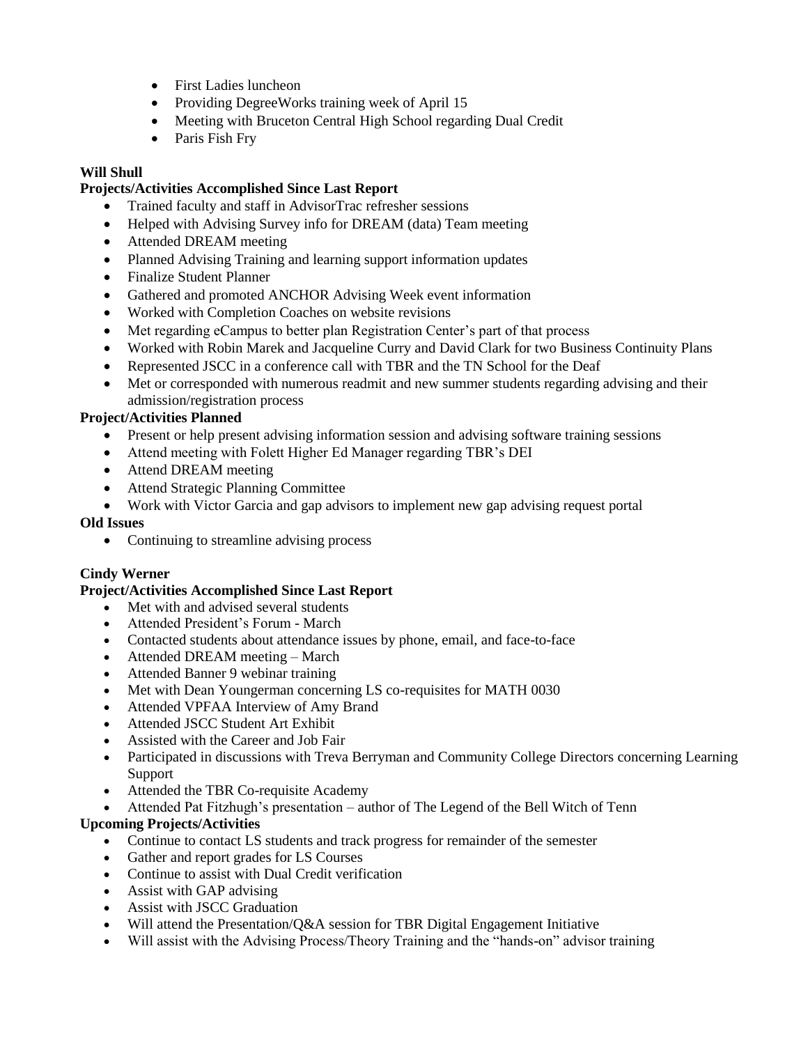- First Ladies luncheon
- Providing DegreeWorks training week of April 15
- Meeting with Bruceton Central High School regarding Dual Credit
- Paris Fish Fry

**Will Shull**

**Projects/Activities Accomplished Since Last Report**

- Trained faculty and staff in AdvisorTrac refresher sessions
- Helped with Advising Survey info for DREAM (data) Team meeting
- Attended DREAM meeting
- Planned Advising Training and learning support information updates
- Finalize Student Planner
- Gathered and promoted ANCHOR Advising Week event information
- Worked with Completion Coaches on website revisions
- Met regarding eCampus to better plan Registration Center's part of that process
- Worked with Robin Marek and Jacqueline Curry and David Clark for two Business Continuity Plans
- Represented JSCC in a conference call with TBR and the TN School for the Deaf
- Met or corresponded with numerous readmit and new summer students regarding advising and their admission/registration process

**Project/Activities Planned**

- Present or help present advising information session and advising software training sessions
- Attend meeting with Folett Higher Ed Manager regarding TBR's DEI
- Attend DREAM meeting
- Attend Strategic Planning Committee
- Work with Victor Garcia and gap advisors to implement new gap advising request portal

**Old Issues**

- Continuing to streamline advising process

**Cindy Werner**

**Project/Activities Accomplished Since Last Report**

- Met with and advised several students
- Attended President's Forum - March
- Contacted students about attendance issues by phone, email, and face-to-face
- Attended DREAM meeting – March
- Attended Banner 9 webinar training
- Met with Dean Youngerman concerning LS co-requisites for MATH 0030
- Attended VPFAA Interview of Amy Brand
- Attended JSCC Student Art Exhibit
- Assisted with the Career and Job Fair
- Participated in discussions with Treva Berryman and Community College Directors concerning Learning Support
- Attended the TBR Co-requisite Academy
- Attended Pat Fitzhugh's presentation – author of The Legend of the Bell Witch of Tenn

**Upcoming Projects/Activities**

- Continue to contact LS students and track progress for remainder of the semester
- Gather and report grades for LS Courses
- Continue to assist with Dual Credit verification
- Assist with GAP advising
- Assist with JSCC Graduation
- Will attend the Presentation/Q&A session for TBR Digital Engagement Initiative
- Will assist with the Advising Process/Theory Training and the "hands-on" advisor training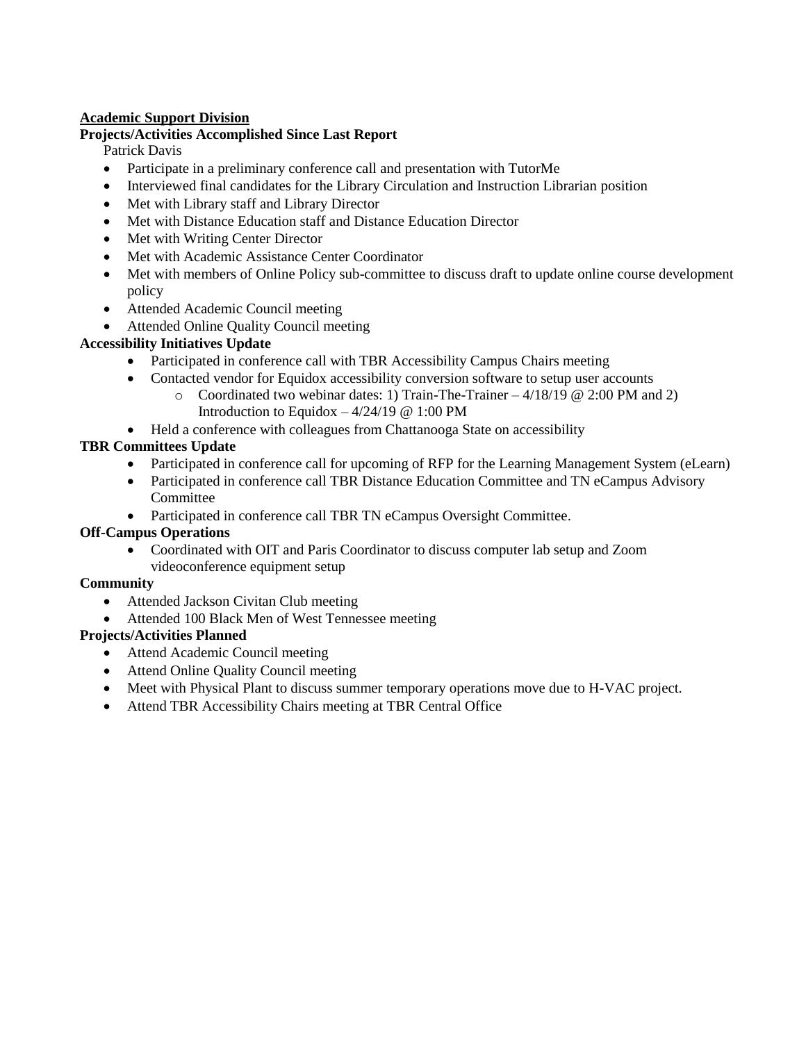## Academic Support Division

**Projects/Activities Accomplished Since Last Report**

Patrick Davis

- Participate in a preliminary conference call and presentation with TutorMe
- Interviewed final candidates for the Library Circulation and Instruction Librarian position
- Met with Library staff and Library Director
- Met with Distance Education staff and Distance Education Director
- Met with Writing Center Director
- Met with Academic Assistance Center Coordinator
- Met with members of Online Policy sub-committee to discuss draft to update online course development policy
- Attended Academic Council meeting
- Attended Online Quality Council meeting

**Accessibility Initiatives Update**

- Participated in conference call with TBR Accessibility Campus Chairs meeting
- Contacted vendor for Equidox accessibility conversion software to setup user accounts
  - Coordinated two webinar dates: 1) Train-The-Trainer – 4/18/19 @ 2:00 PM and 2) Introduction to Equidox – 4/24/19 @ 1:00 PM
- Held a conference with colleagues from Chattanooga State on accessibility

**TBR Committees Update**

- Participated in conference call for upcoming of RFP for the Learning Management System (eLearn)
- Participated in conference call TBR Distance Education Committee and TN eCampus Advisory Committee
- Participated in conference call TBR TN eCampus Oversight Committee.

**Off-Campus Operations**

- Coordinated with OIT and Paris Coordinator to discuss computer lab setup and Zoom videoconference equipment setup

**Community**

- Attended Jackson Civitan Club meeting
- Attended 100 Black Men of West Tennessee meeting

**Projects/Activities Planned**

- Attend Academic Council meeting
- Attend Online Quality Council meeting
- Meet with Physical Plant to discuss summer temporary operations move due to H-VAC project.
- Attend TBR Accessibility Chairs meeting at TBR Central Office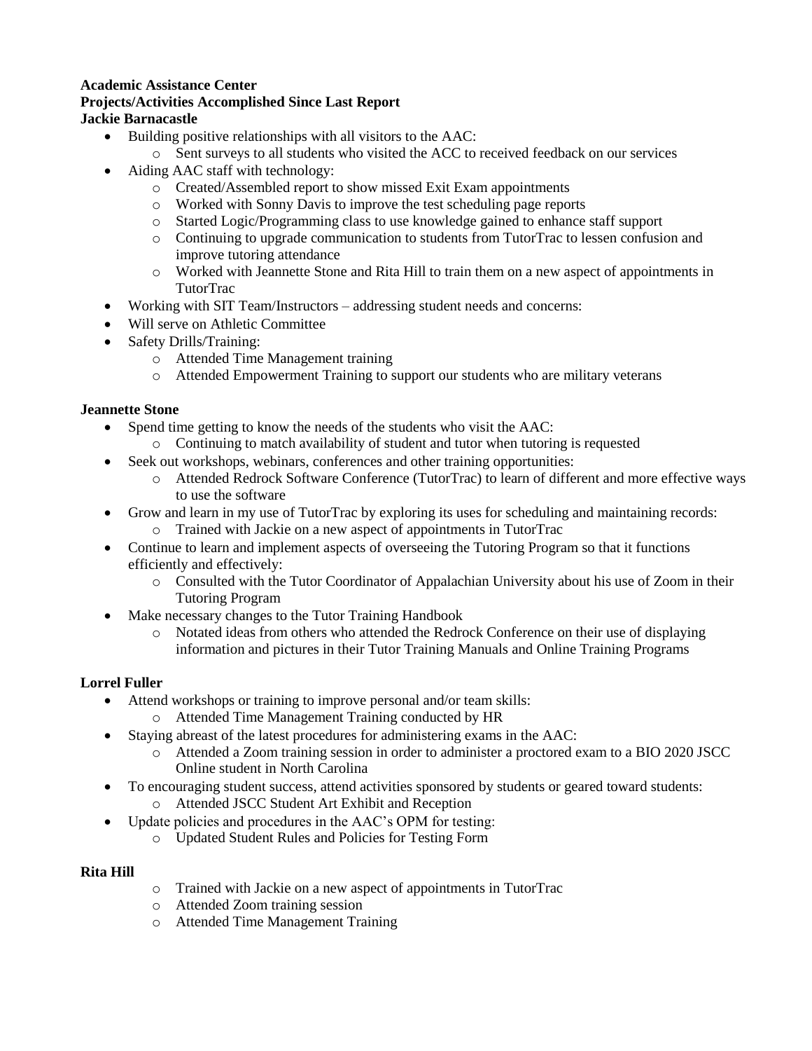**Academic Assistance Center**
**Projects/Activities Accomplished Since Last Report**
**Jackie Barnacastle**

- Building positive relationships with all visitors to the AAC:
  - Sent surveys to all students who visited the ACC to received feedback on our services
- Aiding AAC staff with technology:
  - Created/Assembled report to show missed Exit Exam appointments
  - Worked with Sonny Davis to improve the test scheduling page reports
  - Started Logic/Programming class to use knowledge gained to enhance staff support
  - Continuing to upgrade communication to students from TutorTrac to lessen confusion and improve tutoring attendance
  - Worked with Jeannette Stone and Rita Hill to train them on a new aspect of appointments in TutorTrac
- Working with SIT Team/Instructors – addressing student needs and concerns:
- Will serve on Athletic Committee
- Safety Drills/Training:
  - Attended Time Management training
  - Attended Empowerment Training to support our students who are military veterans

**Jeannette Stone**

- Spend time getting to know the needs of the students who visit the AAC:
  - Continuing to match availability of student and tutor when tutoring is requested
- Seek out workshops, webinars, conferences and other training opportunities:
  - Attended Redrock Software Conference (TutorTrac) to learn of different and more effective ways to use the software
- Grow and learn in my use of TutorTrac by exploring its uses for scheduling and maintaining records:
  - Trained with Jackie on a new aspect of appointments in TutorTrac
- Continue to learn and implement aspects of overseeing the Tutoring Program so that it functions efficiently and effectively:
  - Consulted with the Tutor Coordinator of Appalachian University about his use of Zoom in their Tutoring Program
- Make necessary changes to the Tutor Training Handbook
  - Notated ideas from others who attended the Redrock Conference on their use of displaying information and pictures in their Tutor Training Manuals and Online Training Programs

**Lorrel Fuller**

- Attend workshops or training to improve personal and/or team skills:
  - Attended Time Management Training conducted by HR
- Staying abreast of the latest procedures for administering exams in the AAC:
  - Attended a Zoom training session in order to administer a proctored exam to a BIO 2020 JSCC Online student in North Carolina
- To encouraging student success, attend activities sponsored by students or geared toward students:
  - Attended JSCC Student Art Exhibit and Reception
- Update policies and procedures in the AAC's OPM for testing:
  - Updated Student Rules and Policies for Testing Form

**Rita Hill**

- Trained with Jackie on a new aspect of appointments in TutorTrac
- Attended Zoom training session
- Attended Time Management Training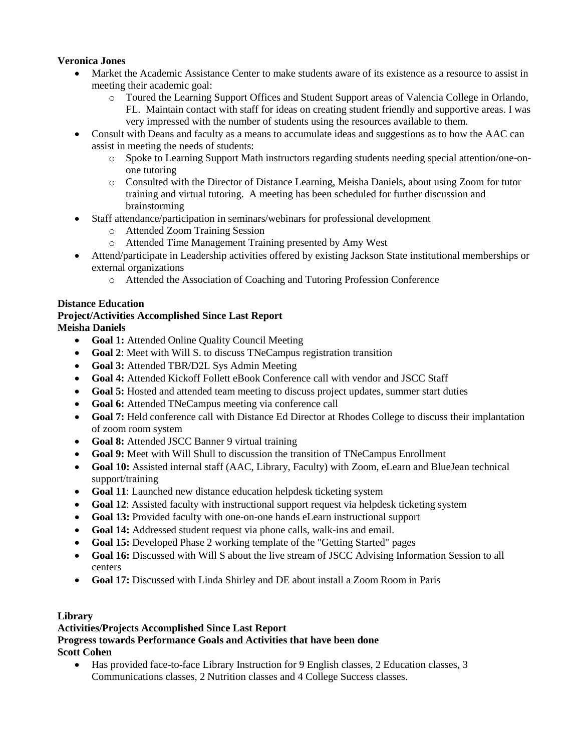**Veronica Jones**

- Market the Academic Assistance Center to make students aware of its existence as a resource to assist in meeting their academic goal:
  - Toured the Learning Support Offices and Student Support areas of Valencia College in Orlando, FL. Maintain contact with staff for ideas on creating student friendly and supportive areas. I was very impressed with the number of students using the resources available to them.
- Consult with Deans and faculty as a means to accumulate ideas and suggestions as to how the AAC can assist in meeting the needs of students:
  - Spoke to Learning Support Math instructors regarding students needing special attention/one-on-one tutoring
  - Consulted with the Director of Distance Learning, Meisha Daniels, about using Zoom for tutor training and virtual tutoring. A meeting has been scheduled for further discussion and brainstorming
- Staff attendance/participation in seminars/webinars for professional development
  - Attended Zoom Training Session
  - Attended Time Management Training presented by Amy West
- Attend/participate in Leadership activities offered by existing Jackson State institutional memberships or external organizations
  - Attended the Association of Coaching and Tutoring Profession Conference

**Distance Education**
**Project/Activities Accomplished Since Last Report**
**Meisha Daniels**

- **Goal 1:** Attended Online Quality Council Meeting
- **Goal 2**: Meet with Will S. to discuss TNeCampus registration transition
- **Goal 3:** Attended TBR/D2L Sys Admin Meeting
- **Goal 4:** Attended Kickoff Follett eBook Conference call with vendor and JSCC Staff
- **Goal 5:** Hosted and attended team meeting to discuss project updates, summer start duties
- **Goal 6:** Attended TNeCampus meeting via conference call
- **Goal 7:** Held conference call with Distance Ed Director at Rhodes College to discuss their implantation of zoom room system
- **Goal 8:** Attended JSCC Banner 9 virtual training
- **Goal 9:** Meet with Will Shull to discussion the transition of TNeCampus Enrollment
- **Goal 10:** Assisted internal staff (AAC, Library, Faculty) with Zoom, eLearn and BlueJean technical support/training
- **Goal 11**: Launched new distance education helpdesk ticketing system
- **Goal 12**: Assisted faculty with instructional support request via helpdesk ticketing system
- **Goal 13:** Provided faculty with one-on-one hands eLearn instructional support
- **Goal 14:** Addressed student request via phone calls, walk-ins and email.
- **Goal 15:** Developed Phase 2 working template of the "Getting Started" pages
- **Goal 16:** Discussed with Will S about the live stream of JSCC Advising Information Session to all centers
- **Goal 17:** Discussed with Linda Shirley and DE about install a Zoom Room in Paris

**Library**
**Activities/Projects Accomplished Since Last Report**
**Progress towards Performance Goals and Activities that have been done**
**Scott Cohen**

- Has provided face-to-face Library Instruction for 9 English classes, 2 Education classes, 3 Communications classes, 2 Nutrition classes and 4 College Success classes.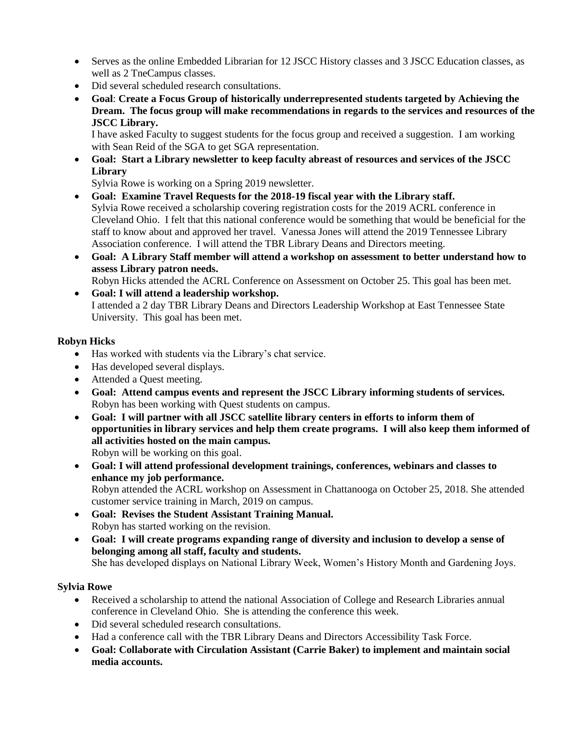- Serves as the online Embedded Librarian for 12 JSCC History classes and 3 JSCC Education classes, as well as 2 TneCampus classes.
- Did several scheduled research consultations.
- **Goal**: **Create a Focus Group of historically underrepresented students targeted by Achieving the Dream. The focus group will make recommendations in regards to the services and resources of the JSCC Library.**
  I have asked Faculty to suggest students for the focus group and received a suggestion. I am working with Sean Reid of the SGA to get SGA representation.
- **Goal: Start a Library newsletter to keep faculty abreast of resources and services of the JSCC Library**
  Sylvia Rowe is working on a Spring 2019 newsletter.
- **Goal: Examine Travel Requests for the 2018-19 fiscal year with the Library staff.**
  Sylvia Rowe received a scholarship covering registration costs for the 2019 ACRL conference in Cleveland Ohio. I felt that this national conference would be something that would be beneficial for the staff to know about and approved her travel. Vanessa Jones will attend the 2019 Tennessee Library Association conference. I will attend the TBR Library Deans and Directors meeting.
- **Goal: A Library Staff member will attend a workshop on assessment to better understand how to assess Library patron needs.**
  Robyn Hicks attended the ACRL Conference on Assessment on October 25. This goal has been met.
- **Goal: I will attend a leadership workshop.**
  I attended a 2 day TBR Library Deans and Directors Leadership Workshop at East Tennessee State University. This goal has been met.

**Robyn Hicks**

- Has worked with students via the Library's chat service.
- Has developed several displays.
- Attended a Quest meeting.
- **Goal: Attend campus events and represent the JSCC Library informing students of services.**
  Robyn has been working with Quest students on campus.
- **Goal: I will partner with all JSCC satellite library centers in efforts to inform them of opportunities in library services and help them create programs. I will also keep them informed of all activities hosted on the main campus.**
  Robyn will be working on this goal.
- **Goal: I will attend professional development trainings, conferences, webinars and classes to enhance my job performance.**
  Robyn attended the ACRL workshop on Assessment in Chattanooga on October 25, 2018. She attended customer service training in March, 2019 on campus.
- **Goal: Revises the Student Assistant Training Manual.**
  Robyn has started working on the revision.
- **Goal: I will create programs expanding range of diversity and inclusion to develop a sense of belonging among all staff, faculty and students.**
  She has developed displays on National Library Week, Women's History Month and Gardening Joys.

**Sylvia Rowe**

- Received a scholarship to attend the national Association of College and Research Libraries annual conference in Cleveland Ohio. She is attending the conference this week.
- Did several scheduled research consultations.
- Had a conference call with the TBR Library Deans and Directors Accessibility Task Force.
- **Goal: Collaborate with Circulation Assistant (Carrie Baker) to implement and maintain social media accounts.**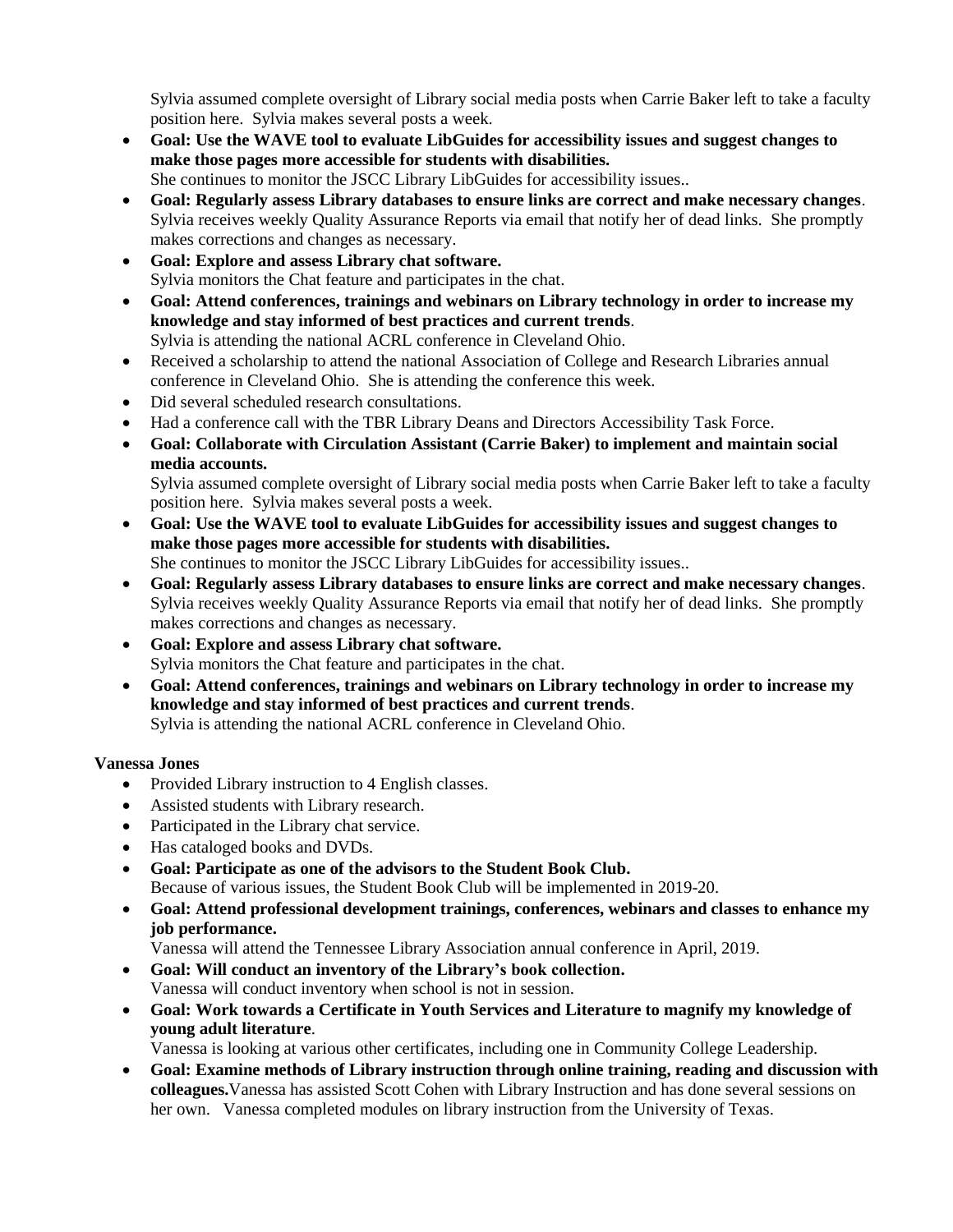Sylvia assumed complete oversight of Library social media posts when Carrie Baker left to take a faculty position here. Sylvia makes several posts a week.

- **Goal: Use the WAVE tool to evaluate LibGuides for accessibility issues and suggest changes to make those pages more accessible for students with disabilities.**
  She continues to monitor the JSCC Library LibGuides for accessibility issues..
- **Goal: Regularly assess Library databases to ensure links are correct and make necessary changes**. Sylvia receives weekly Quality Assurance Reports via email that notify her of dead links. She promptly makes corrections and changes as necessary.
- **Goal: Explore and assess Library chat software.**
  Sylvia monitors the Chat feature and participates in the chat.
- **Goal: Attend conferences, trainings and webinars on Library technology in order to increase my knowledge and stay informed of best practices and current trends**.
  Sylvia is attending the national ACRL conference in Cleveland Ohio.
- Received a scholarship to attend the national Association of College and Research Libraries annual conference in Cleveland Ohio. She is attending the conference this week.
- Did several scheduled research consultations.
- Had a conference call with the TBR Library Deans and Directors Accessibility Task Force.
- **Goal: Collaborate with Circulation Assistant (Carrie Baker) to implement and maintain social media accounts.**
  Sylvia assumed complete oversight of Library social media posts when Carrie Baker left to take a faculty position here. Sylvia makes several posts a week.
- **Goal: Use the WAVE tool to evaluate LibGuides for accessibility issues and suggest changes to make those pages more accessible for students with disabilities.**
  She continues to monitor the JSCC Library LibGuides for accessibility issues..
- **Goal: Regularly assess Library databases to ensure links are correct and make necessary changes**. Sylvia receives weekly Quality Assurance Reports via email that notify her of dead links. She promptly makes corrections and changes as necessary.
- **Goal: Explore and assess Library chat software.**
  Sylvia monitors the Chat feature and participates in the chat.
- **Goal: Attend conferences, trainings and webinars on Library technology in order to increase my knowledge and stay informed of best practices and current trends**.
  Sylvia is attending the national ACRL conference in Cleveland Ohio.

**Vanessa Jones**

- Provided Library instruction to 4 English classes.
- Assisted students with Library research.
- Participated in the Library chat service.
- Has cataloged books and DVDs.
- **Goal: Participate as one of the advisors to the Student Book Club.**
  Because of various issues, the Student Book Club will be implemented in 2019-20.
- **Goal: Attend professional development trainings, conferences, webinars and classes to enhance my job performance.**
  Vanessa will attend the Tennessee Library Association annual conference in April, 2019.
- **Goal: Will conduct an inventory of the Library's book collection.**
  Vanessa will conduct inventory when school is not in session.
- **Goal: Work towards a Certificate in Youth Services and Literature to magnify my knowledge of young adult literature**.
  Vanessa is looking at various other certificates, including one in Community College Leadership.
- **Goal: Examine methods of Library instruction through online training, reading and discussion with colleagues.**Vanessa has assisted Scott Cohen with Library Instruction and has done several sessions on her own. Vanessa completed modules on library instruction from the University of Texas.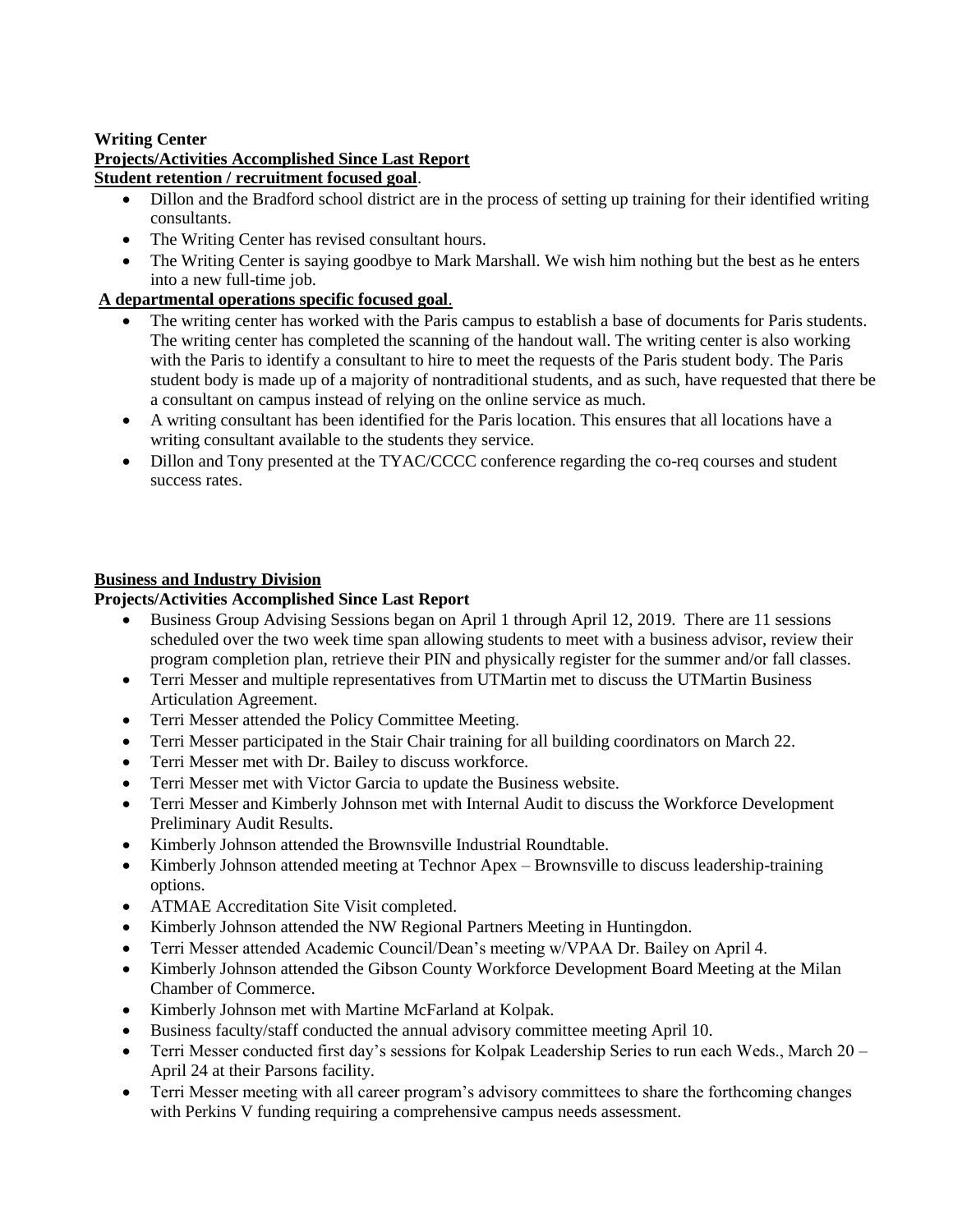**Writing Center**

**Projects/Activities Accomplished Since Last Report**

**Student retention / recruitment focused goal**.

- Dillon and the Bradford school district are in the process of setting up training for their identified writing consultants.
- The Writing Center has revised consultant hours.
- The Writing Center is saying goodbye to Mark Marshall. We wish him nothing but the best as he enters into a new full-time job.

**A departmental operations specific focused goal**.

- The writing center has worked with the Paris campus to establish a base of documents for Paris students. The writing center has completed the scanning of the handout wall. The writing center is also working with the Paris to identify a consultant to hire to meet the requests of the Paris student body. The Paris student body is made up of a majority of nontraditional students, and as such, have requested that there be a consultant on campus instead of relying on the online service as much.
- A writing consultant has been identified for the Paris location. This ensures that all locations have a writing consultant available to the students they service.
- Dillon and Tony presented at the TYAC/CCCC conference regarding the co-req courses and student success rates.

**Business and Industry Division**

**Projects/Activities Accomplished Since Last Report**

- Business Group Advising Sessions began on April 1 through April 12, 2019. There are 11 sessions scheduled over the two week time span allowing students to meet with a business advisor, review their program completion plan, retrieve their PIN and physically register for the summer and/or fall classes.
- Terri Messer and multiple representatives from UTMartin met to discuss the UTMartin Business Articulation Agreement.
- Terri Messer attended the Policy Committee Meeting.
- Terri Messer participated in the Stair Chair training for all building coordinators on March 22.
- Terri Messer met with Dr. Bailey to discuss workforce.
- Terri Messer met with Victor Garcia to update the Business website.
- Terri Messer and Kimberly Johnson met with Internal Audit to discuss the Workforce Development Preliminary Audit Results.
- Kimberly Johnson attended the Brownsville Industrial Roundtable.
- Kimberly Johnson attended meeting at Technor Apex – Brownsville to discuss leadership-training options.
- ATMAE Accreditation Site Visit completed.
- Kimberly Johnson attended the NW Regional Partners Meeting in Huntingdon.
- Terri Messer attended Academic Council/Dean's meeting w/VPAA Dr. Bailey on April 4.
- Kimberly Johnson attended the Gibson County Workforce Development Board Meeting at the Milan Chamber of Commerce.
- Kimberly Johnson met with Martine McFarland at Kolpak.
- Business faculty/staff conducted the annual advisory committee meeting April 10.
- Terri Messer conducted first day's sessions for Kolpak Leadership Series to run each Weds., March 20 – April 24 at their Parsons facility.
- Terri Messer meeting with all career program's advisory committees to share the forthcoming changes with Perkins V funding requiring a comprehensive campus needs assessment.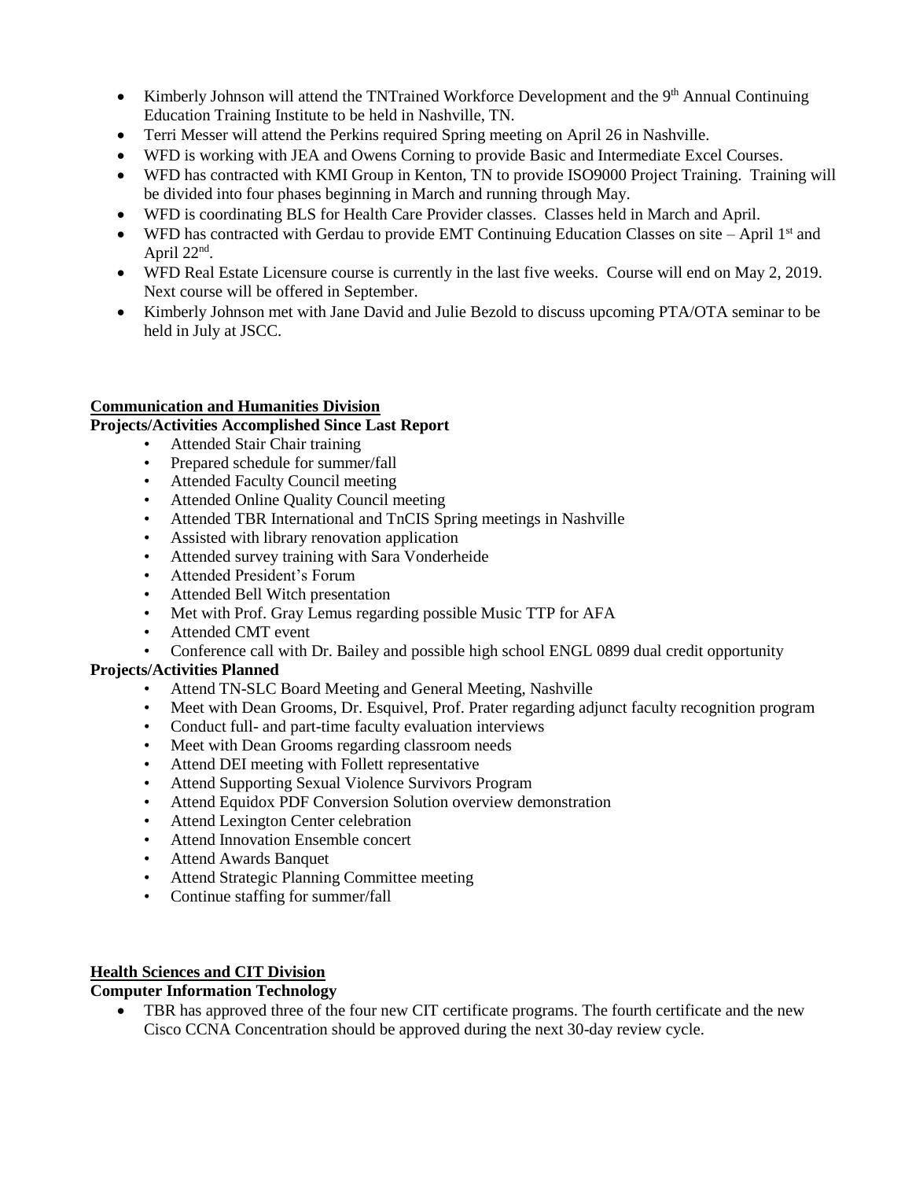- Kimberly Johnson will attend the TNTrained Workforce Development and the 9th Annual Continuing Education Training Institute to be held in Nashville, TN.
- Terri Messer will attend the Perkins required Spring meeting on April 26 in Nashville.
- WFD is working with JEA and Owens Corning to provide Basic and Intermediate Excel Courses.
- WFD has contracted with KMI Group in Kenton, TN to provide ISO9000 Project Training. Training will be divided into four phases beginning in March and running through May.
- WFD is coordinating BLS for Health Care Provider classes. Classes held in March and April.
- WFD has contracted with Gerdau to provide EMT Continuing Education Classes on site – April 1st and April 22nd.
- WFD Real Estate Licensure course is currently in the last five weeks. Course will end on May 2, 2019. Next course will be offered in September.
- Kimberly Johnson met with Jane David and Julie Bezold to discuss upcoming PTA/OTA seminar to be held in July at JSCC.

**Communication and Humanities Division**

**Projects/Activities Accomplished Since Last Report**

- Attended Stair Chair training
- Prepared schedule for summer/fall
- Attended Faculty Council meeting
- Attended Online Quality Council meeting
- Attended TBR International and TnCIS Spring meetings in Nashville
- Assisted with library renovation application
- Attended survey training with Sara Vonderheide
- Attended President's Forum
- Attended Bell Witch presentation
- Met with Prof. Gray Lemus regarding possible Music TTP for AFA
- Attended CMT event
- Conference call with Dr. Bailey and possible high school ENGL 0899 dual credit opportunity

**Projects/Activities Planned**

- Attend TN-SLC Board Meeting and General Meeting, Nashville
- Meet with Dean Grooms, Dr. Esquivel, Prof. Prater regarding adjunct faculty recognition program
- Conduct full- and part-time faculty evaluation interviews
- Meet with Dean Grooms regarding classroom needs
- Attend DEI meeting with Follett representative
- Attend Supporting Sexual Violence Survivors Program
- Attend Equidox PDF Conversion Solution overview demonstration
- Attend Lexington Center celebration
- Attend Innovation Ensemble concert
- Attend Awards Banquet
- Attend Strategic Planning Committee meeting
- Continue staffing for summer/fall

**Health Sciences and CIT Division**

**Computer Information Technology**

- TBR has approved three of the four new CIT certificate programs. The fourth certificate and the new Cisco CCNA Concentration should be approved during the next 30-day review cycle.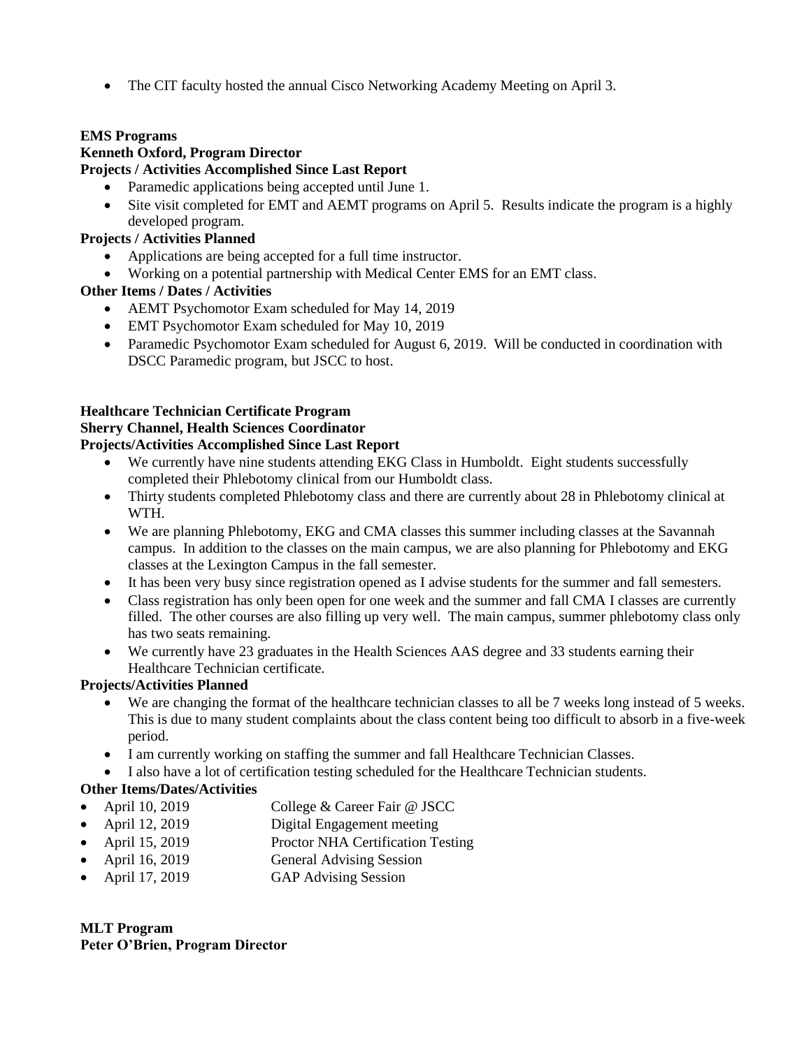- The CIT faculty hosted the annual Cisco Networking Academy Meeting on April 3.

**EMS Programs**
**Kenneth Oxford, Program Director**
**Projects / Activities Accomplished Since Last Report**

- Paramedic applications being accepted until June 1.
- Site visit completed for EMT and AEMT programs on April 5. Results indicate the program is a highly developed program.

**Projects / Activities Planned**

- Applications are being accepted for a full time instructor.
- Working on a potential partnership with Medical Center EMS for an EMT class.

**Other Items / Dates / Activities**

- AEMT Psychomotor Exam scheduled for May 14, 2019
- EMT Psychomotor Exam scheduled for May 10, 2019
- Paramedic Psychomotor Exam scheduled for August 6, 2019. Will be conducted in coordination with DSCC Paramedic program, but JSCC to host.

**Healthcare Technician Certificate Program**
**Sherry Channel, Health Sciences Coordinator**
**Projects/Activities Accomplished Since Last Report**

- We currently have nine students attending EKG Class in Humboldt. Eight students successfully completed their Phlebotomy clinical from our Humboldt class.
- Thirty students completed Phlebotomy class and there are currently about 28 in Phlebotomy clinical at WTH.
- We are planning Phlebotomy, EKG and CMA classes this summer including classes at the Savannah campus. In addition to the classes on the main campus, we are also planning for Phlebotomy and EKG classes at the Lexington Campus in the fall semester.
- It has been very busy since registration opened as I advise students for the summer and fall semesters.
- Class registration has only been open for one week and the summer and fall CMA I classes are currently filled. The other courses are also filling up very well. The main campus, summer phlebotomy class only has two seats remaining.
- We currently have 23 graduates in the Health Sciences AAS degree and 33 students earning their Healthcare Technician certificate.

**Projects/Activities Planned**

- We are changing the format of the healthcare technician classes to all be 7 weeks long instead of 5 weeks. This is due to many student complaints about the class content being too difficult to absorb in a five-week period.
- I am currently working on staffing the summer and fall Healthcare Technician Classes.
- I also have a lot of certification testing scheduled for the Healthcare Technician students.

**Other Items/Dates/Activities**

- April 10, 2019 College & Career Fair @ JSCC
- April 12, 2019 Digital Engagement meeting
- April 15, 2019 Proctor NHA Certification Testing
- April 16, 2019 General Advising Session
- April 17, 2019 GAP Advising Session

**MLT Program**
**Peter O'Brien, Program Director**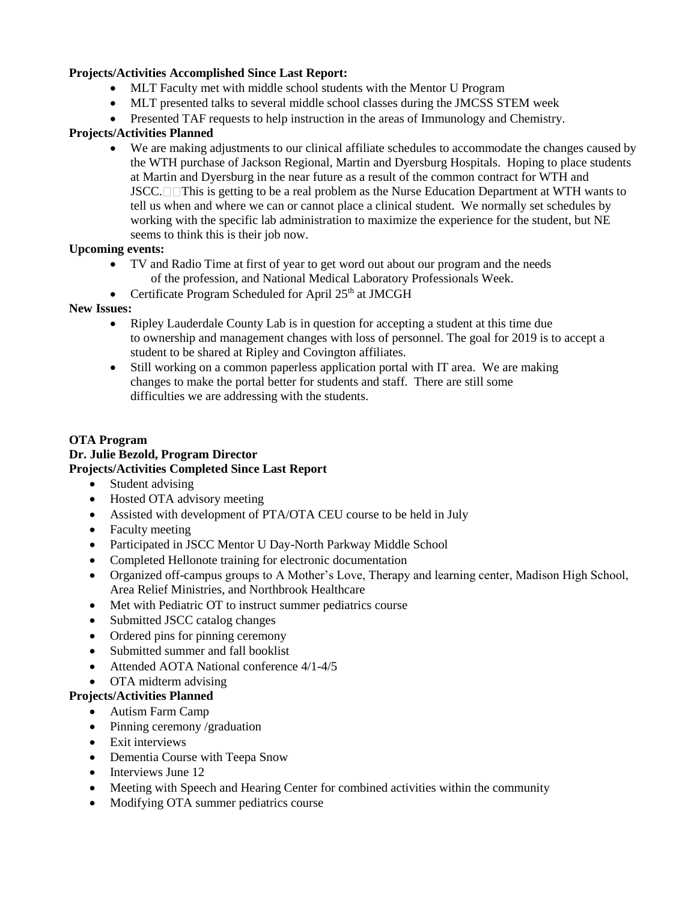**Projects/Activities Accomplished Since Last Report:**

- MLT Faculty met with middle school students with the Mentor U Program
- MLT presented talks to several middle school classes during the JMCSS STEM week
- Presented TAF requests to help instruction in the areas of Immunology and Chemistry.

**Projects/Activities Planned**

- We are making adjustments to our clinical affiliate schedules to accommodate the changes caused by the WTH purchase of Jackson Regional, Martin and Dyersburg Hospitals. Hoping to place students at Martin and Dyersburg in the near future as a result of the common contract for WTH and JSCC. This is getting to be a real problem as the Nurse Education Department at WTH wants to tell us when and where we can or cannot place a clinical student. We normally set schedules by working with the specific lab administration to maximize the experience for the student, but NE seems to think this is their job now.

**Upcoming events:**

- TV and Radio Time at first of year to get word out about our program and the needs of the profession, and National Medical Laboratory Professionals Week.
- Certificate Program Scheduled for April 25th at JMCGH

**New Issues:**

- Ripley Lauderdale County Lab is in question for accepting a student at this time due to ownership and management changes with loss of personnel. The goal for 2019 is to accept a student to be shared at Ripley and Covington affiliates.
- Still working on a common paperless application portal with IT area. We are making changes to make the portal better for students and staff. There are still some difficulties we are addressing with the students.

**OTA Program**

**Dr. Julie Bezold, Program Director**

**Projects/Activities Completed Since Last Report**

- Student advising
- Hosted OTA advisory meeting
- Assisted with development of PTA/OTA CEU course to be held in July
- Faculty meeting
- Participated in JSCC Mentor U Day-North Parkway Middle School
- Completed Hellonote training for electronic documentation
- Organized off-campus groups to A Mother's Love, Therapy and learning center, Madison High School, Area Relief Ministries, and Northbrook Healthcare
- Met with Pediatric OT to instruct summer pediatrics course
- Submitted JSCC catalog changes
- Ordered pins for pinning ceremony
- Submitted summer and fall booklist
- Attended AOTA National conference 4/1-4/5
- OTA midterm advising

**Projects/Activities Planned**

- Autism Farm Camp
- Pinning ceremony /graduation
- Exit interviews
- Dementia Course with Teepa Snow
- Interviews June 12
- Meeting with Speech and Hearing Center for combined activities within the community
- Modifying OTA summer pediatrics course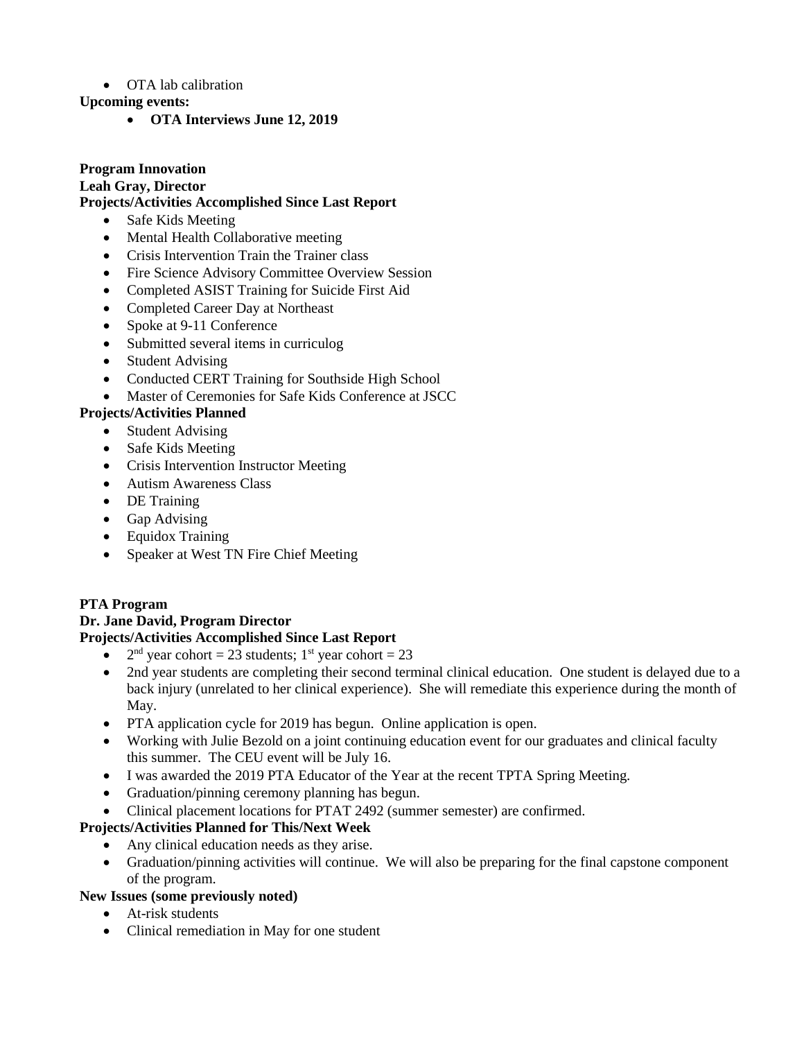- OTA lab calibration

**Upcoming events:**

- **OTA Interviews June 12, 2019**

**Program Innovation**
**Leah Gray, Director**
**Projects/Activities Accomplished Since Last Report**

- Safe Kids Meeting
- Mental Health Collaborative meeting
- Crisis Intervention Train the Trainer class
- Fire Science Advisory Committee Overview Session
- Completed ASIST Training for Suicide First Aid
- Completed Career Day at Northeast
- Spoke at 9-11 Conference
- Submitted several items in curriculog
- Student Advising
- Conducted CERT Training for Southside High School
- Master of Ceremonies for Safe Kids Conference at JSCC

**Projects/Activities Planned**

- Student Advising
- Safe Kids Meeting
- Crisis Intervention Instructor Meeting
- Autism Awareness Class
- DE Training
- Gap Advising
- Equidox Training
- Speaker at West TN Fire Chief Meeting

**PTA Program**
**Dr. Jane David, Program Director**
**Projects/Activities Accomplished Since Last Report**

- 2nd year cohort = 23 students; 1st year cohort = 23
- 2nd year students are completing their second terminal clinical education. One student is delayed due to a back injury (unrelated to her clinical experience). She will remediate this experience during the month of May.
- PTA application cycle for 2019 has begun. Online application is open.
- Working with Julie Bezold on a joint continuing education event for our graduates and clinical faculty this summer. The CEU event will be July 16.
- I was awarded the 2019 PTA Educator of the Year at the recent TPTA Spring Meeting.
- Graduation/pinning ceremony planning has begun.
- Clinical placement locations for PTAT 2492 (summer semester) are confirmed.

**Projects/Activities Planned for This/Next Week**

- Any clinical education needs as they arise.
- Graduation/pinning activities will continue. We will also be preparing for the final capstone component of the program.

**New Issues (some previously noted)**

- At-risk students
- Clinical remediation in May for one student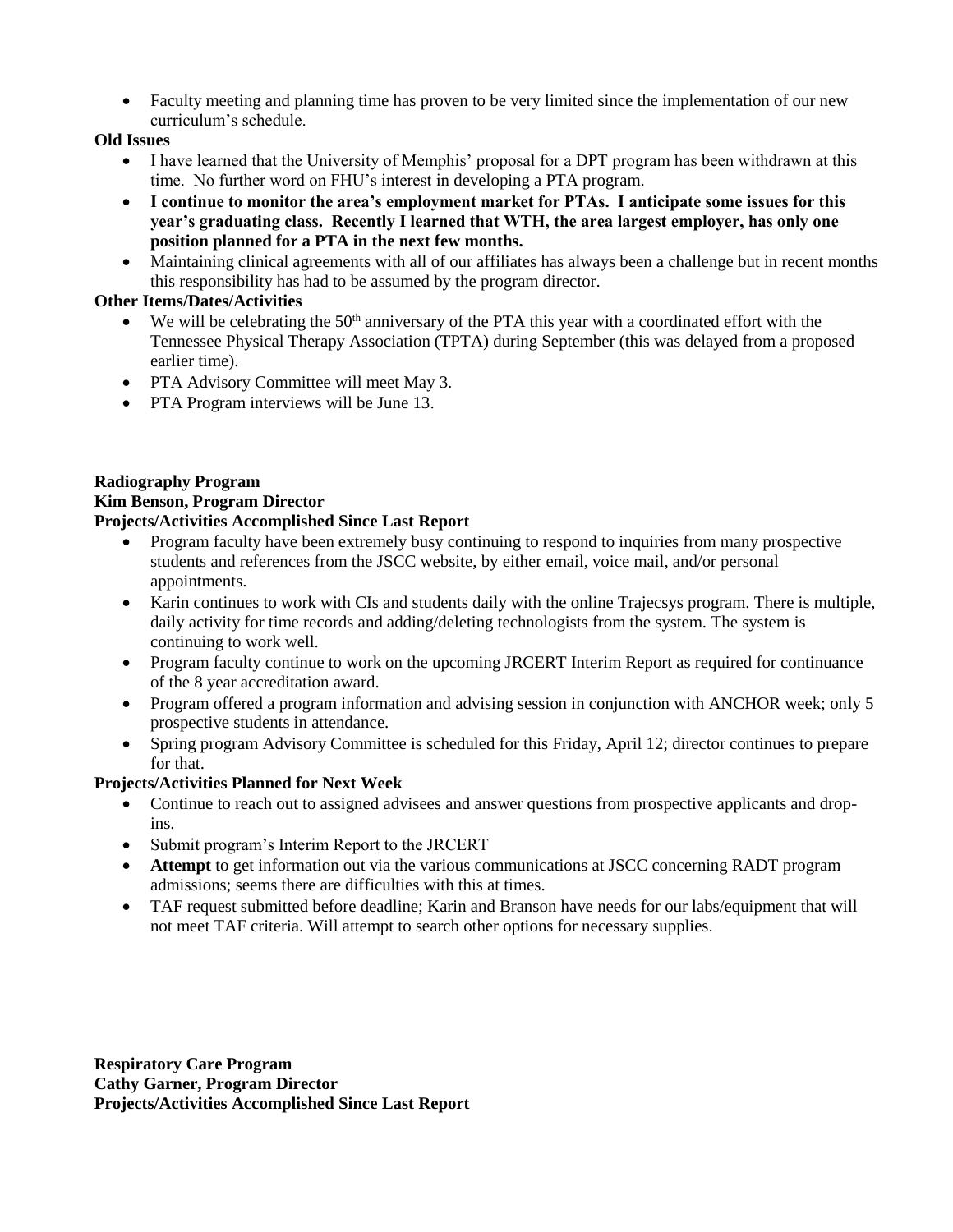- Faculty meeting and planning time has proven to be very limited since the implementation of our new curriculum's schedule.

**Old Issues**

- I have learned that the University of Memphis' proposal for a DPT program has been withdrawn at this time. No further word on FHU's interest in developing a PTA program.
- **I continue to monitor the area's employment market for PTAs. I anticipate some issues for this year's graduating class. Recently I learned that WTH, the area largest employer, has only one position planned for a PTA in the next few months.**
- Maintaining clinical agreements with all of our affiliates has always been a challenge but in recent months this responsibility has had to be assumed by the program director.

**Other Items/Dates/Activities**

- We will be celebrating the 50th anniversary of the PTA this year with a coordinated effort with the Tennessee Physical Therapy Association (TPTA) during September (this was delayed from a proposed earlier time).
- PTA Advisory Committee will meet May 3.
- PTA Program interviews will be June 13.

**Radiography Program**
**Kim Benson, Program Director**
**Projects/Activities Accomplished Since Last Report**

- Program faculty have been extremely busy continuing to respond to inquiries from many prospective students and references from the JSCC website, by either email, voice mail, and/or personal appointments.
- Karin continues to work with CIs and students daily with the online Trajecsys program. There is multiple, daily activity for time records and adding/deleting technologists from the system. The system is continuing to work well.
- Program faculty continue to work on the upcoming JRCERT Interim Report as required for continuance of the 8 year accreditation award.
- Program offered a program information and advising session in conjunction with ANCHOR week; only 5 prospective students in attendance.
- Spring program Advisory Committee is scheduled for this Friday, April 12; director continues to prepare for that.

**Projects/Activities Planned for Next Week**

- Continue to reach out to assigned advisees and answer questions from prospective applicants and drop-ins.
- Submit program's Interim Report to the JRCERT
- **Attempt** to get information out via the various communications at JSCC concerning RADT program admissions; seems there are difficulties with this at times.
- TAF request submitted before deadline; Karin and Branson have needs for our labs/equipment that will not meet TAF criteria. Will attempt to search other options for necessary supplies.

**Respiratory Care Program**
**Cathy Garner, Program Director**
**Projects/Activities Accomplished Since Last Report**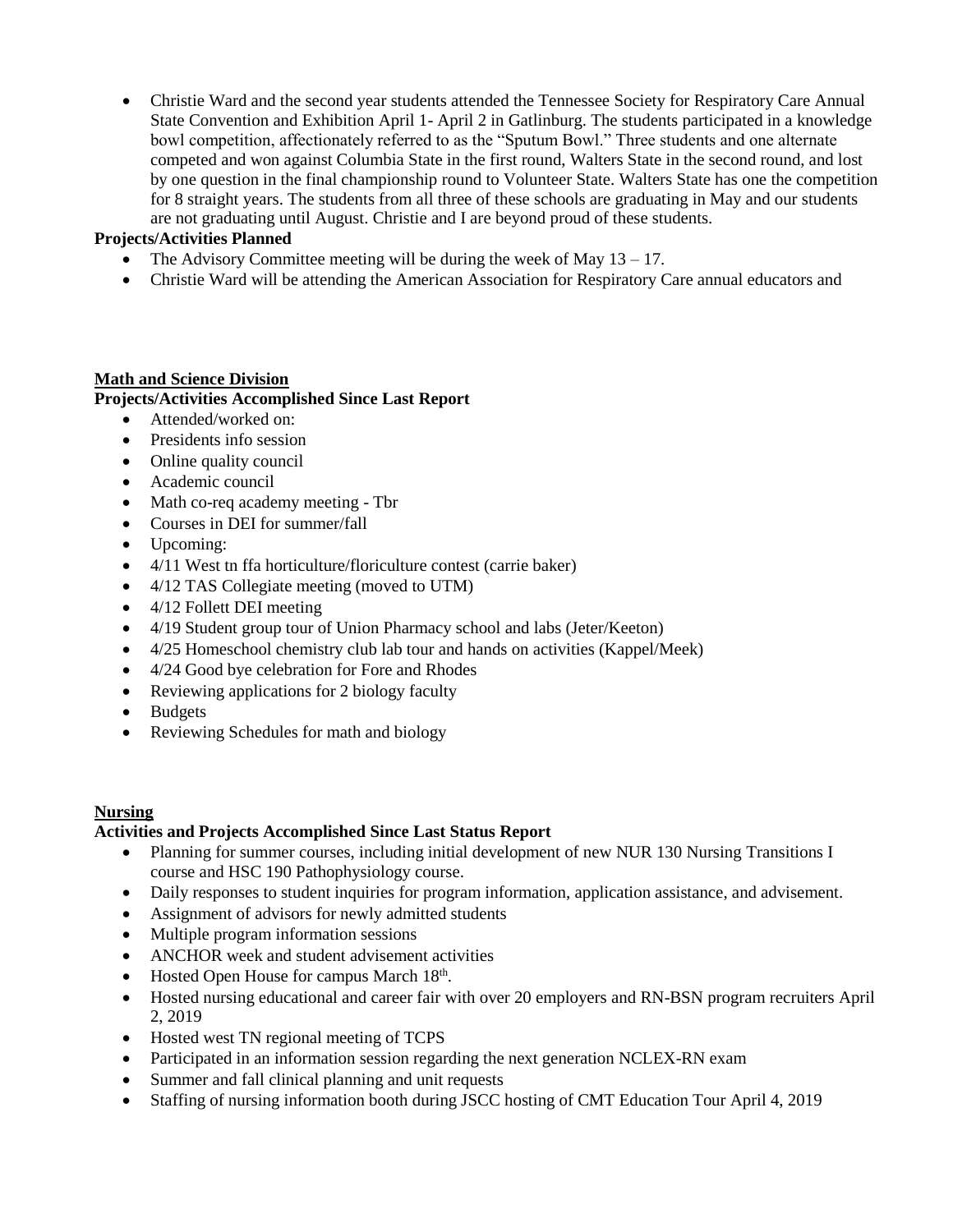- Christie Ward and the second year students attended the Tennessee Society for Respiratory Care Annual State Convention and Exhibition April 1- April 2 in Gatlinburg. The students participated in a knowledge bowl competition, affectionately referred to as the "Sputum Bowl." Three students and one alternate competed and won against Columbia State in the first round, Walters State in the second round, and lost by one question in the final championship round to Volunteer State. Walters State has one the competition for 8 straight years. The students from all three of these schools are graduating in May and our students are not graduating until August. Christie and I are beyond proud of these students.

**Projects/Activities Planned**

- The Advisory Committee meeting will be during the week of May 13 – 17.
- Christie Ward will be attending the American Association for Respiratory Care annual educators and

**Math and Science Division**

**Projects/Activities Accomplished Since Last Report**

- Attended/worked on:
- Presidents info session
- Online quality council
- Academic council
- Math co-req academy meeting - Tbr
- Courses in DEI for summer/fall
- Upcoming:
- 4/11 West tn ffa horticulture/floriculture contest (carrie baker)
- 4/12 TAS Collegiate meeting (moved to UTM)
- 4/12 Follett DEI meeting
- 4/19 Student group tour of Union Pharmacy school and labs (Jeter/Keeton)
- 4/25 Homeschool chemistry club lab tour and hands on activities (Kappel/Meek)
- 4/24 Good bye celebration for Fore and Rhodes
- Reviewing applications for 2 biology faculty
- Budgets
- Reviewing Schedules for math and biology

**Nursing**

**Activities and Projects Accomplished Since Last Status Report**

- Planning for summer courses, including initial development of new NUR 130 Nursing Transitions I course and HSC 190 Pathophysiology course.
- Daily responses to student inquiries for program information, application assistance, and advisement.
- Assignment of advisors for newly admitted students
- Multiple program information sessions
- ANCHOR week and student advisement activities
- Hosted Open House for campus March 18th.
- Hosted nursing educational and career fair with over 20 employers and RN-BSN program recruiters April 2, 2019
- Hosted west TN regional meeting of TCPS
- Participated in an information session regarding the next generation NCLEX-RN exam
- Summer and fall clinical planning and unit requests
- Staffing of nursing information booth during JSCC hosting of CMT Education Tour April 4, 2019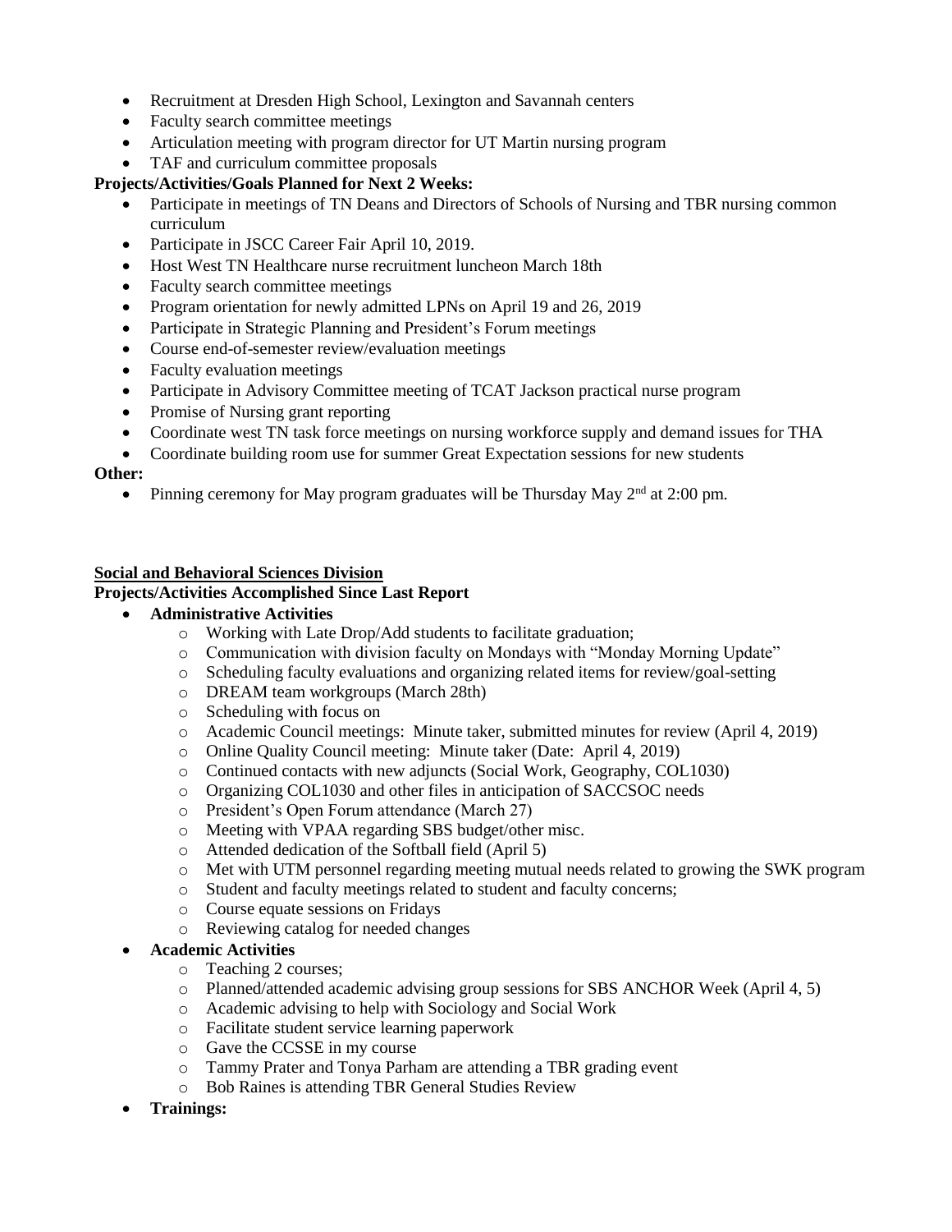- Recruitment at Dresden High School, Lexington and Savannah centers
- Faculty search committee meetings
- Articulation meeting with program director for UT Martin nursing program
- TAF and curriculum committee proposals

**Projects/Activities/Goals Planned for Next 2 Weeks:**

- Participate in meetings of TN Deans and Directors of Schools of Nursing and TBR nursing common curriculum
- Participate in JSCC Career Fair April 10, 2019.
- Host West TN Healthcare nurse recruitment luncheon March 18th
- Faculty search committee meetings
- Program orientation for newly admitted LPNs on April 19 and 26, 2019
- Participate in Strategic Planning and President's Forum meetings
- Course end-of-semester review/evaluation meetings
- Faculty evaluation meetings
- Participate in Advisory Committee meeting of TCAT Jackson practical nurse program
- Promise of Nursing grant reporting
- Coordinate west TN task force meetings on nursing workforce supply and demand issues for THA
- Coordinate building room use for summer Great Expectation sessions for new students

**Other:**

- Pinning ceremony for May program graduates will be Thursday May 2nd at 2:00 pm.

**Social and Behavioral Sciences Division**

**Projects/Activities Accomplished Since Last Report**

- **Administrative Activities**
  - Working with Late Drop/Add students to facilitate graduation;
  - Communication with division faculty on Mondays with "Monday Morning Update"
  - Scheduling faculty evaluations and organizing related items for review/goal-setting
  - DREAM team workgroups (March 28th)
  - Scheduling with focus on
  - Academic Council meetings: Minute taker, submitted minutes for review (April 4, 2019)
  - Online Quality Council meeting: Minute taker (Date: April 4, 2019)
  - Continued contacts with new adjuncts (Social Work, Geography, COL1030)
  - Organizing COL1030 and other files in anticipation of SACCSOC needs
  - President's Open Forum attendance (March 27)
  - Meeting with VPAA regarding SBS budget/other misc.
  - Attended dedication of the Softball field (April 5)
  - Met with UTM personnel regarding meeting mutual needs related to growing the SWK program
  - Student and faculty meetings related to student and faculty concerns;
  - Course equate sessions on Fridays
  - Reviewing catalog for needed changes
- **Academic Activities**
  - Teaching 2 courses;
  - Planned/attended academic advising group sessions for SBS ANCHOR Week (April 4, 5)
  - Academic advising to help with Sociology and Social Work
  - Facilitate student service learning paperwork
  - Gave the CCSSE in my course
  - Tammy Prater and Tonya Parham are attending a TBR grading event
  - Bob Raines is attending TBR General Studies Review
- **Trainings:**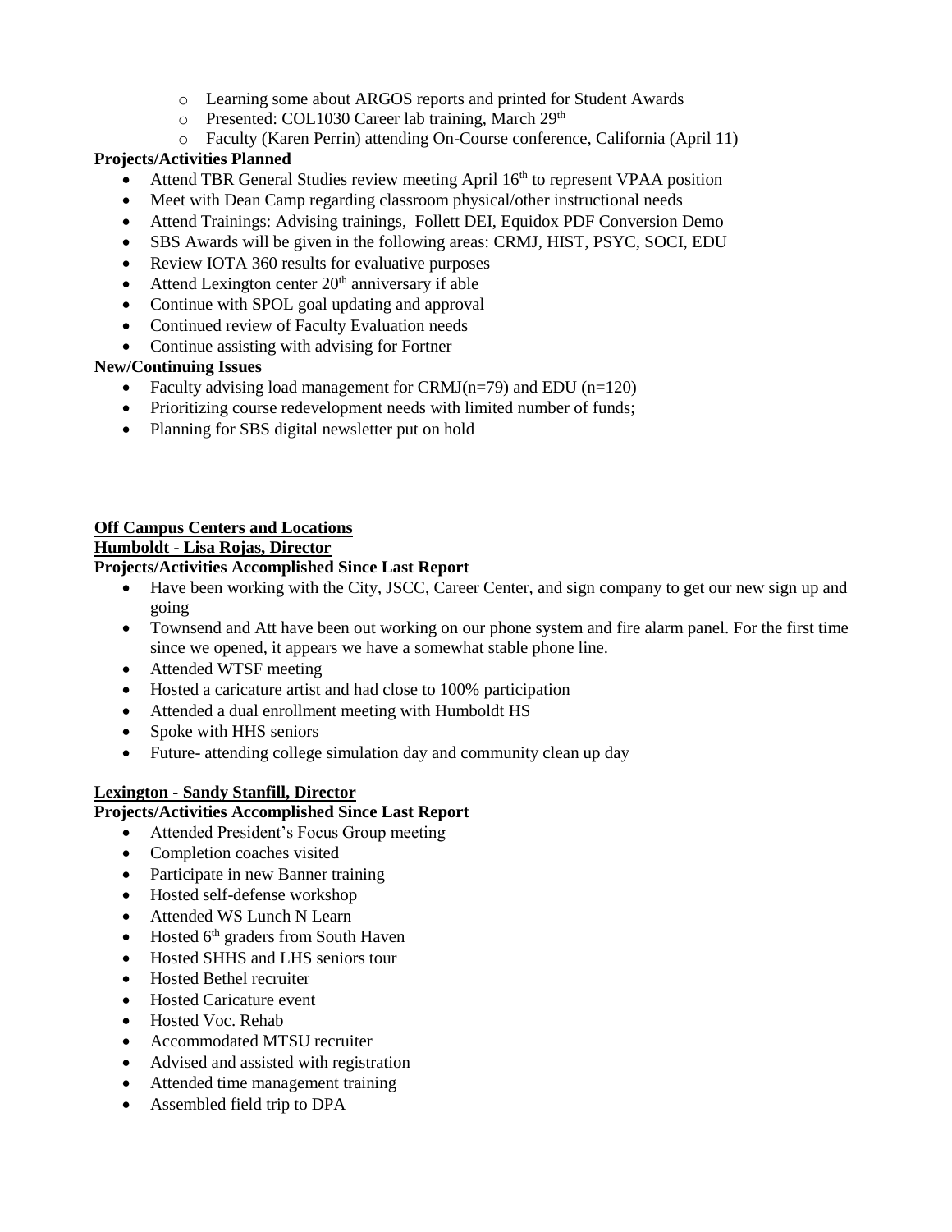- Learning some about ARGOS reports and printed for Student Awards
  - Presented: COL1030 Career lab training, March 29th
  - Faculty (Karen Perrin) attending On-Course conference, California (April 11)

**Projects/Activities Planned**

- Attend TBR General Studies review meeting April 16th to represent VPAA position
- Meet with Dean Camp regarding classroom physical/other instructional needs
- Attend Trainings: Advising trainings, Follett DEI, Equidox PDF Conversion Demo
- SBS Awards will be given in the following areas: CRMJ, HIST, PSYC, SOCI, EDU
- Review IOTA 360 results for evaluative purposes
- Attend Lexington center 20th anniversary if able
- Continue with SPOL goal updating and approval
- Continued review of Faculty Evaluation needs
- Continue assisting with advising for Fortner

**New/Continuing Issues**

- Faculty advising load management for CRMJ(n=79) and EDU (n=120)
- Prioritizing course redevelopment needs with limited number of funds;
- Planning for SBS digital newsletter put on hold

**Off Campus Centers and Locations**

**Humboldt - Lisa Rojas, Director**

**Projects/Activities Accomplished Since Last Report**

- Have been working with the City, JSCC, Career Center, and sign company to get our new sign up and going
- Townsend and Att have been out working on our phone system and fire alarm panel. For the first time since we opened, it appears we have a somewhat stable phone line.
- Attended WTSF meeting
- Hosted a caricature artist and had close to 100% participation
- Attended a dual enrollment meeting with Humboldt HS
- Spoke with HHS seniors
- Future- attending college simulation day and community clean up day

**Lexington - Sandy Stanfill, Director**

**Projects/Activities Accomplished Since Last Report**

- Attended President's Focus Group meeting
- Completion coaches visited
- Participate in new Banner training
- Hosted self-defense workshop
- Attended WS Lunch N Learn
- Hosted 6th graders from South Haven
- Hosted SHHS and LHS seniors tour
- Hosted Bethel recruiter
- Hosted Caricature event
- Hosted Voc. Rehab
- Accommodated MTSU recruiter
- Advised and assisted with registration
- Attended time management training
- Assembled field trip to DPA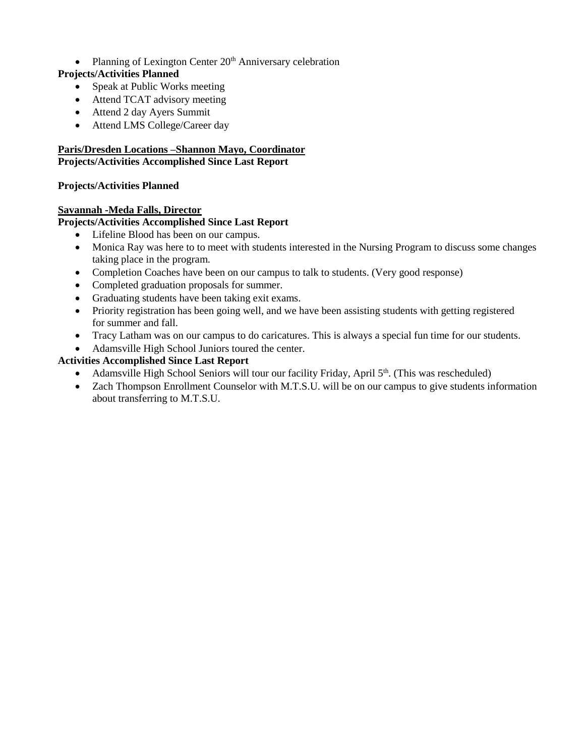- Planning of Lexington Center 20th Anniversary celebration

**Projects/Activities Planned**

- Speak at Public Works meeting
- Attend TCAT advisory meeting
- Attend 2 day Ayers Summit
- Attend LMS College/Career day

**<u>Paris/Dresden Locations –Shannon Mayo, Coordinator</u>**
**Projects/Activities Accomplished Since Last Report**

**Projects/Activities Planned**

**<u>Savannah -Meda Falls, Director</u>**
**Projects/Activities Accomplished Since Last Report**

- Lifeline Blood has been on our campus.
- Monica Ray was here to to meet with students interested in the Nursing Program to discuss some changes taking place in the program.
- Completion Coaches have been on our campus to talk to students. (Very good response)
- Completed graduation proposals for summer.
- Graduating students have been taking exit exams.
- Priority registration has been going well, and we have been assisting students with getting registered for summer and fall.
- Tracy Latham was on our campus to do caricatures. This is always a special fun time for our students.
- Adamsville High School Juniors toured the center.

**Activities Accomplished Since Last Report**

- Adamsville High School Seniors will tour our facility Friday, April 5th. (This was rescheduled)
- Zach Thompson Enrollment Counselor with M.T.S.U. will be on our campus to give students information about transferring to M.T.S.U.